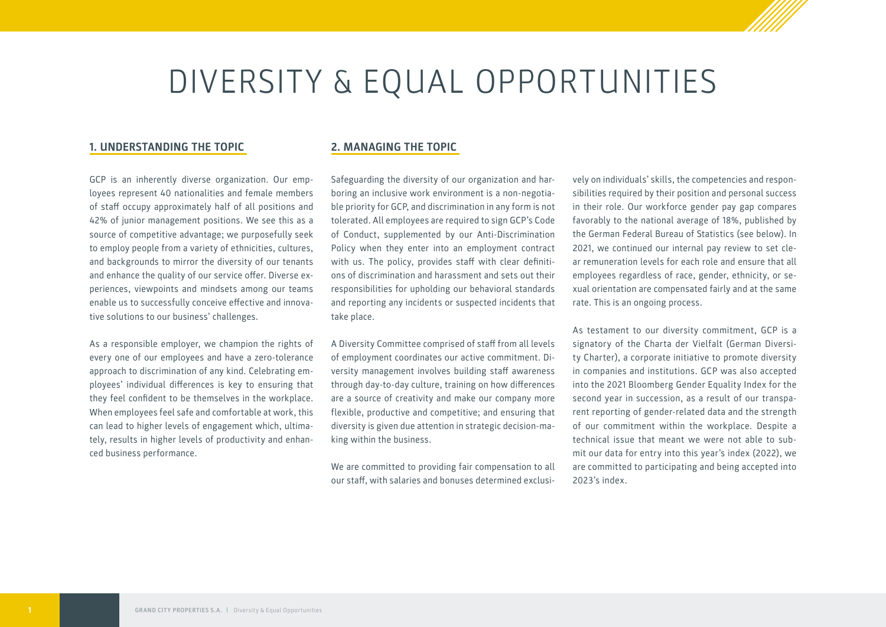# DIVERSITY & EQUAL OPPORTUNITIES

## 1. UNDERSTANDING THE TOPIC

GCP is an inherently diverse organization. Our employees represent 40 nationalities and female members of staff occupy approximately half of all positions and 42% of junior management positions. We see this as a source of competitive advantage; we purposefully seek to employ people from a variety of ethnicities, cultures, and backgrounds to mirror the diversity of our tenants and enhance the quality of our service offer. Diverse experiences, viewpoints and mindsets among our teams enable us to successfully conceive effective and innovative solutions to our business' challenges.

As a responsible employer, we champion the rights of every one of our employees and have a zero-tolerance approach to discrimination of any kind. Celebrating employees' individual differences is key to ensuring that they feel confident to be themselves in the workplace. When employees feel safe and comfortable at work, this can lead to higher levels of engagement which, ultimately, results in higher levels of productivity and enhanced business performance.

## 2. MANAGING THE TOPIC

Safeguarding the diversity of our organization and harboring an inclusive work environment is a non-negotiable priority for GCP, and discrimination in any form is not tolerated. All employees are required to sign GCP's Code of Conduct, supplemented by our Anti-Discrimination Policy when they enter into an employment contract with us. The policy, provides staff with clear definitions of discrimination and harassment and sets out their responsibilities for upholding our behavioral standards and reporting any incidents or suspected incidents that take place.

A Diversity Committee comprised of staff from all levels of employment coordinates our active commitment. Diversity management involves building staff awareness through day-to-day culture, training on how differences are a source of creativity and make our company more flexible, productive and competitive; and ensuring that diversity is given due attention in strategic decision-making within the business.

We are committed to providing fair compensation to all our staff, with salaries and bonuses determined exclusively on individuals' skills, the competencies and responsibilities required by their position and personal success in their role. Our workforce gender pay gap compares favorably to the national average of 18%, published by the German Federal Bureau of Statistics (see below). In 2021, we continued our internal pay review to set clear remuneration levels for each role and ensure that all employees regardless of race, gender, ethnicity, or sexual orientation are compensated fairly and at the same rate. This is an ongoing process.

As testament to our diversity commitment, GCP is a signatory of the Charta der Vielfalt (German Diversity Charter), a corporate initiative to promote diversity in companies and institutions. GCP was also accepted into the 2021 Bloomberg Gender Equality Index for the second year in succession, as a result of our transparent reporting of gender-related data and the strength of our commitment within the workplace. Despite a technical issue that meant we were not able to submit our data for entry into this year's index (2022), we are committed to participating and being accepted into 2023's index.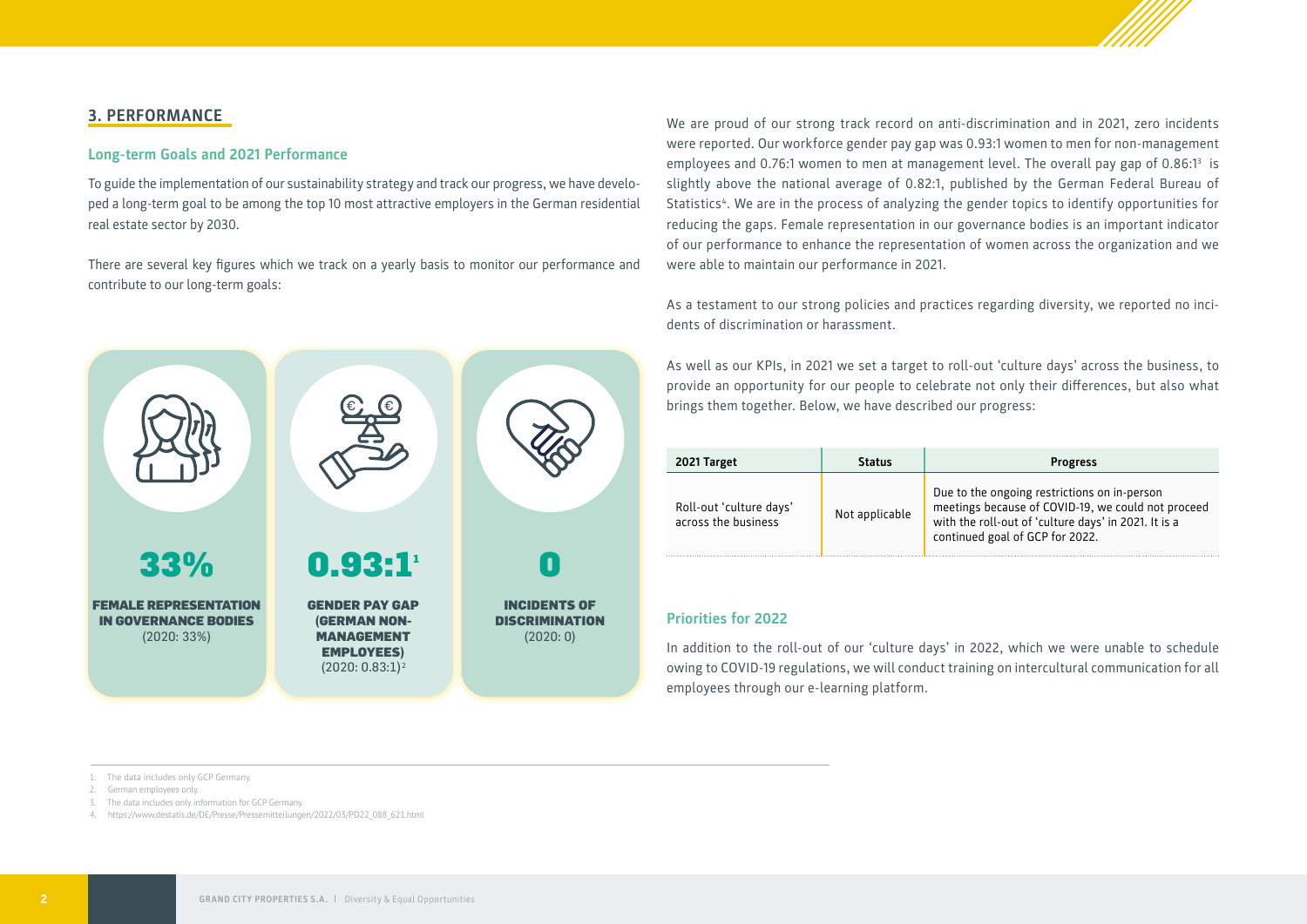## 3. PERFORMANCE

### Long-term Goals and 2021 Performance

To guide the implementation of our sustainability strategy and track our progress, we have developed a long-term goal to be among the top 10 most attractive employers in the German residential real estate sector by 2030.

There are several key figures which we track on a yearly basis to monitor our performance and contribute to our long-term goals:

**33%**
**FEMALE REPRESENTATION IN GOVERNANCE BODIES**
(2020: 33%)

**0.93:1**[1]
**GENDER PAY GAP (GERMAN NON-MANAGEMENT EMPLOYEES)**
(2020: 0.83:1)[2]

**0**
**INCIDENTS OF DISCRIMINATION**
(2020: 0)

We are proud of our strong track record on anti-discrimination and in 2021, zero incidents were reported. Our workforce gender pay gap was 0.93:1 women to men for non-management employees and 0.76:1 women to men at management level. The overall pay gap of 0.86:1[3] is slightly above the national average of 0.82:1, published by the German Federal Bureau of Statistics[4]. We are in the process of analyzing the gender topics to identify opportunities for reducing the gaps. Female representation in our governance bodies is an important indicator of our performance to enhance the representation of women across the organization and we were able to maintain our performance in 2021.

As a testament to our strong policies and practices regarding diversity, we reported no incidents of discrimination or harassment.

As well as our KPIs, in 2021 we set a target to roll-out 'culture days' across the business, to provide an opportunity for our people to celebrate not only their differences, but also what brings them together. Below, we have described our progress:

| 2021 Target | Status | Progress |
|---|---|---|
| Roll-out 'culture days' across the business | Not applicable | Due to the ongoing restrictions on in-person meetings because of COVID-19, we could not proceed with the roll-out of 'culture days' in 2021. It is a continued goal of GCP for 2022. |

### Priorities for 2022

In addition to the roll-out of our 'culture days' in 2022, which we were unable to schedule owing to COVID-19 regulations, we will conduct training on intercultural communication for all employees through our e-learning platform.

1. The data includes only GCP Germany.
2. German employees only.
3. The data includes only information for GCP Germany.
4. https://www.destatis.de/DE/Presse/Pressemitteilungen/2022/03/PD22_088_621.html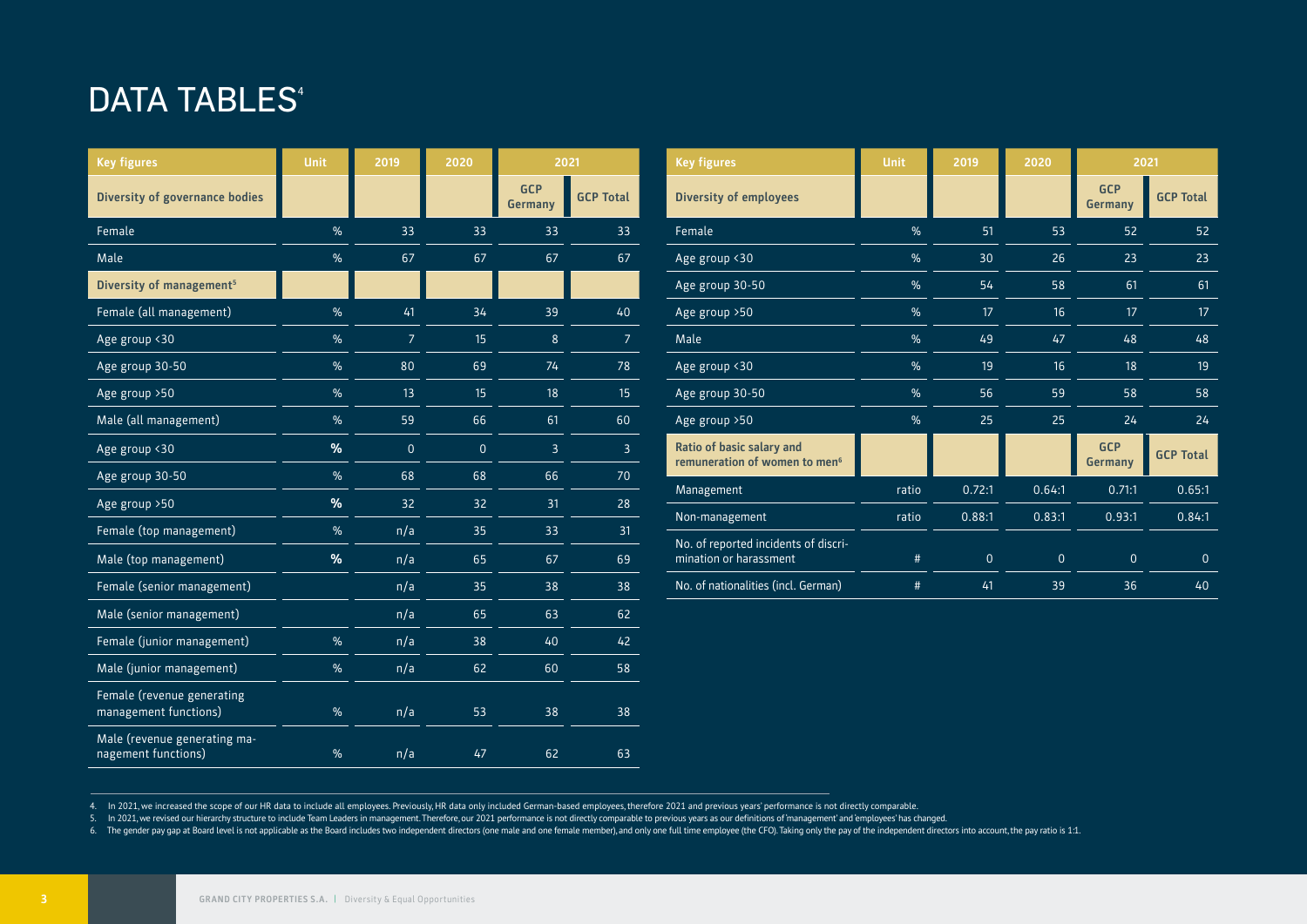# DATA TABLES[4]

| Key figures | Unit | 2019 | 2020 | 2021 | |
|---|---|---|---|---|---|
| Diversity of governance bodies | | | | GCP Germany | GCP Total |
| Female | % | 33 | 33 | 33 | 33 |
| Male | % | 67 | 67 | 67 | 67 |
| Diversity of management[5] | | | | | |
| Female (all management) | % | 41 | 34 | 39 | 40 |
| Age group <30 | % | 7 | 15 | 8 | 7 |
| Age group 30-50 | % | 80 | 69 | 74 | 78 |
| Age group >50 | % | 13 | 15 | 18 | 15 |
| Male (all management) | % | 59 | 66 | 61 | 60 |
| Age group <30 | % | 0 | 0 | 3 | 3 |
| Age group 30-50 | % | 68 | 68 | 66 | 70 |
| Age group >50 | % | 32 | 32 | 31 | 28 |
| Female (top management) | % | n/a | 35 | 33 | 31 |
| Male (top management) | % | n/a | 65 | 67 | 69 |
| Female (senior management) | | n/a | 35 | 38 | 38 |
| Male (senior management) | | n/a | 65 | 63 | 62 |
| Female (junior management) | % | n/a | 38 | 40 | 42 |
| Male (junior management) | % | n/a | 62 | 60 | 58 |
| Female (revenue generating management functions) | % | n/a | 53 | 38 | 38 |
| Male (revenue generating management functions) | % | n/a | 47 | 62 | 63 |

| Key figures | Unit | 2019 | 2020 | 2021 | |
|---|---|---|---|---|---|
| Diversity of employees | | | | GCP Germany | GCP Total |
| Female | % | 51 | 53 | 52 | 52 |
| Age group <30 | % | 30 | 26 | 23 | 23 |
| Age group 30-50 | % | 54 | 58 | 61 | 61 |
| Age group >50 | % | 17 | 16 | 17 | 17 |
| Male | % | 49 | 47 | 48 | 48 |
| Age group <30 | % | 19 | 16 | 18 | 19 |
| Age group 30-50 | % | 56 | 59 | 58 | 58 |
| Age group >50 | % | 25 | 25 | 24 | 24 |
| Ratio of basic salary and remuneration of women to men[6] | | | | GCP Germany | GCP Total |
| Management | ratio | 0.72:1 | 0.64:1 | 0.71:1 | 0.65:1 |
| Non-management | ratio | 0.88:1 | 0.83:1 | 0.93:1 | 0.84:1 |
| No. of reported incidents of discrimination or harassment | # | 0 | 0 | 0 | 0 |
| No. of nationalities (incl. German) | # | 41 | 39 | 36 | 40 |

4. In 2021, we increased the scope of our HR data to include all employees. Previously, HR data only included German-based employees, therefore 2021 and previous years' performance is not directly comparable.

5. In 2021, we revised our hierarchy structure to include Team Leaders in management. Therefore, our 2021 performance is not directly comparable to previous years as our definitions of 'management' and 'employees' has changed.

6. The gender pay gap at Board level is not applicable as the Board includes two independent directors (one male and one female member), and only one full time employee (the CFO). Taking only the pay of the independent directors into account, the pay ratio is 1:1.